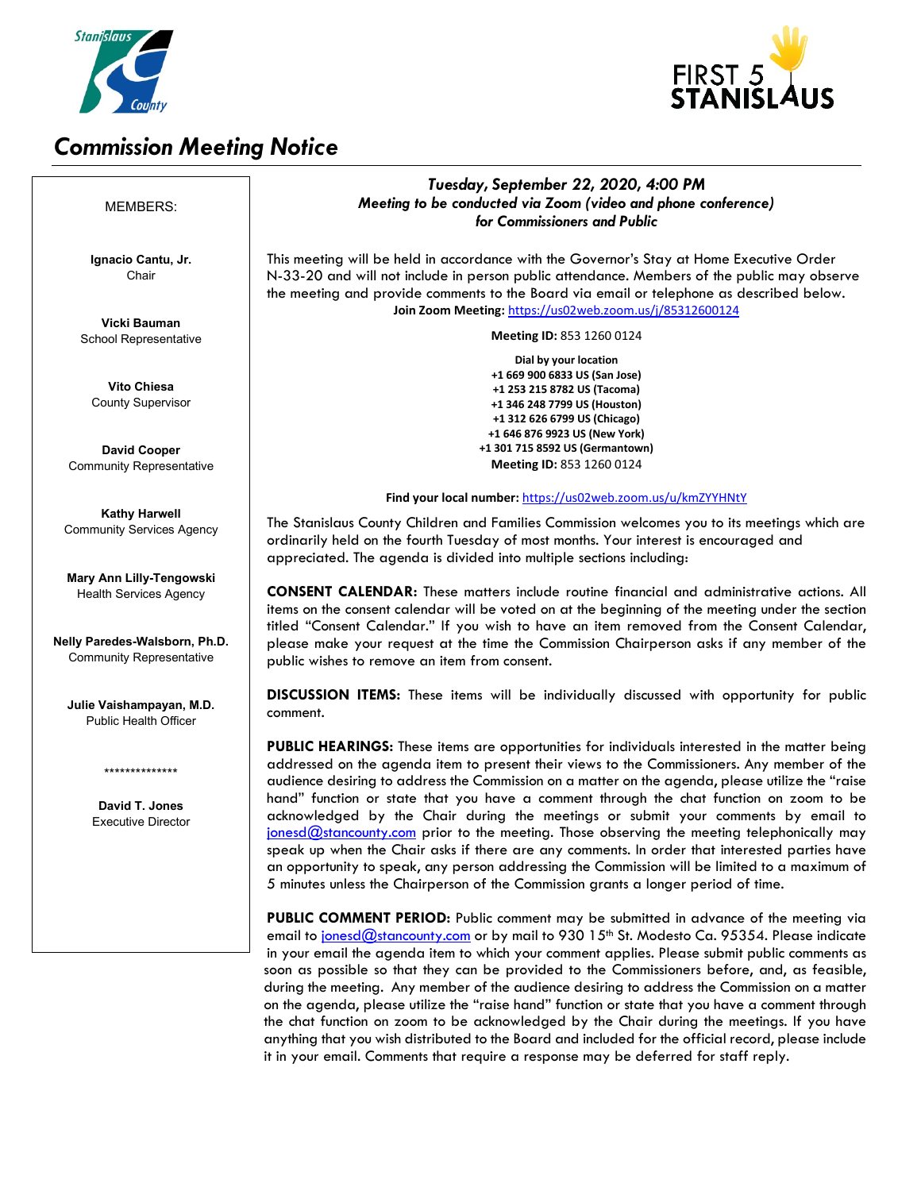# Commission Meeting Notice

**MEMBERS:**

**Ignacio Cantu, Jr.**
Chair

**Vicki Bauman**
School Representative

**Vito Chiesa**
County Supervisor

**David Cooper**
Community Representative

**Kathy Harwell**
Community Services Agency

**Mary Ann Lilly-Tengowski**
Health Services Agency

**Nelly Paredes-Walsborn, Ph.D.**
Community Representative

**Julie Vaishampayan, M.D.**
Public Health Officer

**************

**David T. Jones**
Executive Director

***Tuesday, September 22, 2020, 4:00 PM***
***Meeting to be conducted via Zoom (video and phone conference) for Commissioners and Public***

This meeting will be held in accordance with the Governor's Stay at Home Executive Order N-33-20 and will not include in person public attendance. Members of the public may observe the meeting and provide comments to the Board via email or telephone as described below.

**Join Zoom Meeting:** https://us02web.zoom.us/j/85312600124

**Meeting ID:** 853 1260 0124

**Dial by your location**
**+1 669 900 6833 US (San Jose)**
**+1 253 215 8782 US (Tacoma)**
**+1 346 248 7799 US (Houston)**
**+1 312 626 6799 US (Chicago)**
**+1 646 876 9923 US (New York)**
**+1 301 715 8592 US (Germantown)**
**Meeting ID:** 853 1260 0124

**Find your local number:** https://us02web.zoom.us/u/kmZYYHNtY

The Stanislaus County Children and Families Commission welcomes you to its meetings which are ordinarily held on the fourth Tuesday of most months. Your interest is encouraged and appreciated. The agenda is divided into multiple sections including:

**CONSENT CALENDAR:** These matters include routine financial and administrative actions. All items on the consent calendar will be voted on at the beginning of the meeting under the section titled "Consent Calendar." If you wish to have an item removed from the Consent Calendar, please make your request at the time the Commission Chairperson asks if any member of the public wishes to remove an item from consent.

**DISCUSSION ITEMS:** These items will be individually discussed with opportunity for public comment.

**PUBLIC HEARINGS:** These items are opportunities for individuals interested in the matter being addressed on the agenda item to present their views to the Commissioners. Any member of the audience desiring to address the Commission on a matter on the agenda, please utilize the "raise hand" function or state that you have a comment through the chat function on zoom to be acknowledged by the Chair during the meetings or submit your comments by email to jonesd@stancounty.com prior to the meeting. Those observing the meeting telephonically may speak up when the Chair asks if there are any comments. In order that interested parties have an opportunity to speak, any person addressing the Commission will be limited to a maximum of 5 minutes unless the Chairperson of the Commission grants a longer period of time.

**PUBLIC COMMENT PERIOD:** Public comment may be submitted in advance of the meeting via email to jonesd@stancounty.com or by mail to 930 15th St. Modesto Ca. 95354. Please indicate in your email the agenda item to which your comment applies. Please submit public comments as soon as possible so that they can be provided to the Commissioners before, and, as feasible, during the meeting. Any member of the audience desiring to address the Commission on a matter on the agenda, please utilize the "raise hand" function or state that you have a comment through the chat function on zoom to be acknowledged by the Chair during the meetings. If you have anything that you wish distributed to the Board and included for the official record, please include it in your email. Comments that require a response may be deferred for staff reply.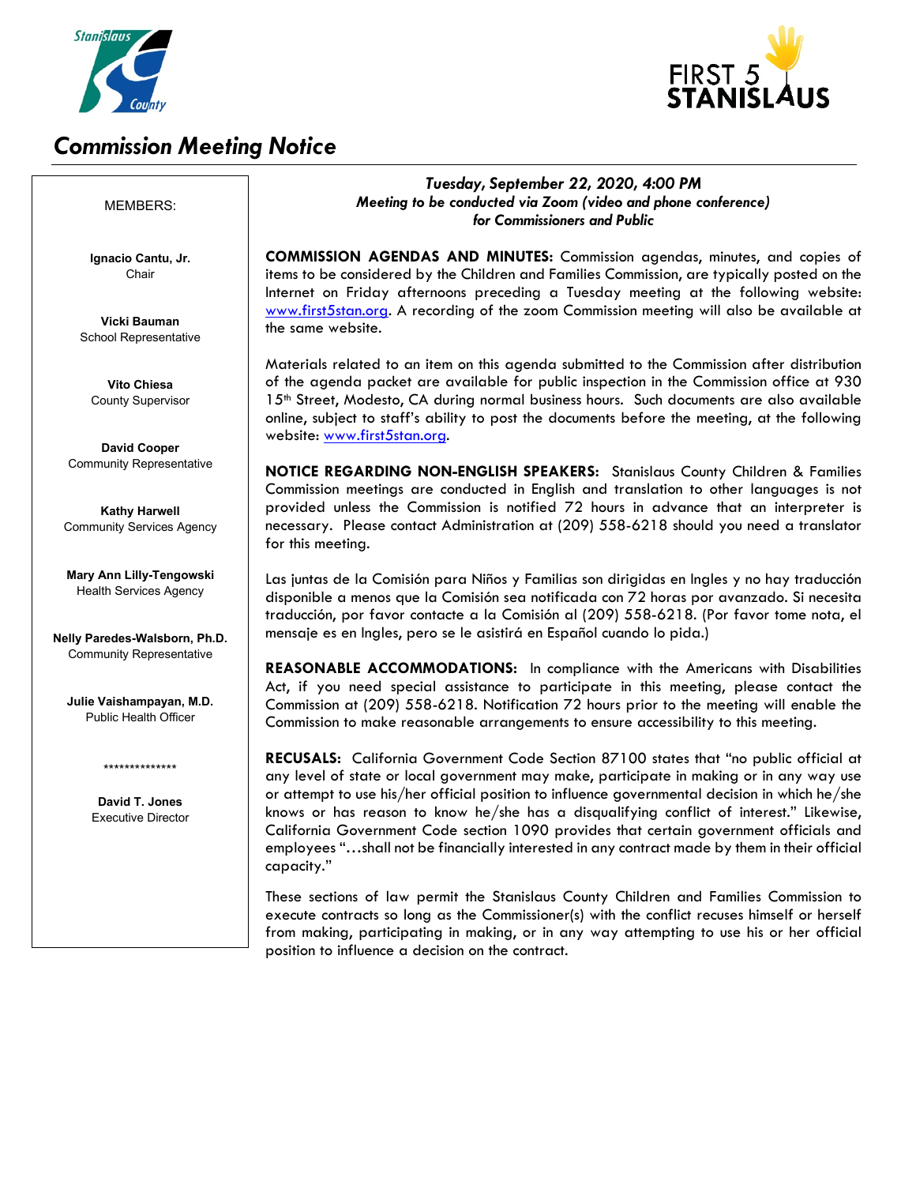# Commission Meeting Notice

MEMBERS:

**Ignacio Cantu, Jr.**
Chair

**Vicki Bauman**
School Representative

**Vito Chiesa**
County Supervisor

**David Cooper**
Community Representative

**Kathy Harwell**
Community Services Agency

**Mary Ann Lilly-Tengowski**
Health Services Agency

**Nelly Paredes-Walsborn, Ph.D.**
Community Representative

**Julie Vaishampayan, M.D.**
Public Health Officer

**************

**David T. Jones**
Executive Director

***Tuesday, September 22, 2020, 4:00 PM***
***Meeting to be conducted via Zoom (video and phone conference) for Commissioners and Public***

**COMMISSION AGENDAS AND MINUTES:** Commission agendas, minutes, and copies of items to be considered by the Children and Families Commission, are typically posted on the Internet on Friday afternoons preceding a Tuesday meeting at the following website: www.first5stan.org. A recording of the zoom Commission meeting will also be available at the same website.

Materials related to an item on this agenda submitted to the Commission after distribution of the agenda packet are available for public inspection in the Commission office at 930 15th Street, Modesto, CA during normal business hours. Such documents are also available online, subject to staff's ability to post the documents before the meeting, at the following website: www.first5stan.org.

**NOTICE REGARDING NON-ENGLISH SPEAKERS:** Stanislaus County Children & Families Commission meetings are conducted in English and translation to other languages is not provided unless the Commission is notified 72 hours in advance that an interpreter is necessary. Please contact Administration at (209) 558-6218 should you need a translator for this meeting.

Las juntas de la Comisión para Niños y Familias son dirigidas en Ingles y no hay traducción disponible a menos que la Comisión sea notificada con 72 horas por avanzado. Si necesita traducción, por favor contacte a la Comisión al (209) 558-6218. (Por favor tome nota, el mensaje es en Ingles, pero se le asistirá en Español cuando lo pida.)

**REASONABLE ACCOMMODATIONS:** In compliance with the Americans with Disabilities Act, if you need special assistance to participate in this meeting, please contact the Commission at (209) 558-6218. Notification 72 hours prior to the meeting will enable the Commission to make reasonable arrangements to ensure accessibility to this meeting.

**RECUSALS:** California Government Code Section 87100 states that "no public official at any level of state or local government may make, participate in making or in any way use or attempt to use his/her official position to influence governmental decision in which he/she knows or has reason to know he/she has a disqualifying conflict of interest." Likewise, California Government Code section 1090 provides that certain government officials and employees "…shall not be financially interested in any contract made by them in their official capacity."

These sections of law permit the Stanislaus County Children and Families Commission to execute contracts so long as the Commissioner(s) with the conflict recuses himself or herself from making, participating in making, or in any way attempting to use his or her official position to influence a decision on the contract.